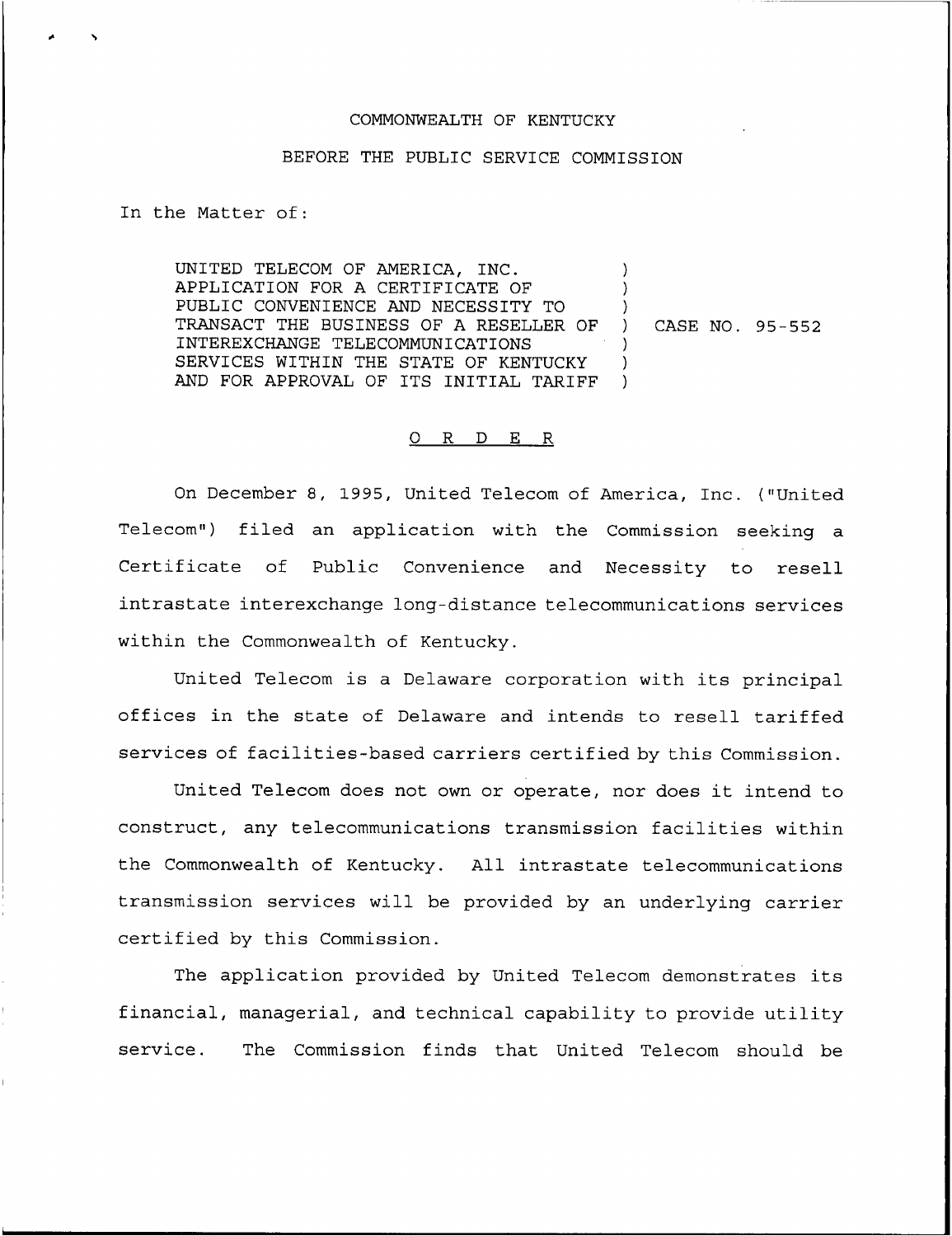COMMONWEALTH OF KENTUCKY

BEFORE THE PUBLIC SERVICE COMMISSION

In the Matter of:

| | | |
|---|---|---|
| UNITED TELECOM OF AMERICA, INC. APPLICATION FOR A CERTIFICATE OF PUBLIC CONVENIENCE AND NECESSITY TO TRANSACT THE BUSINESS OF A RESELLER OF INTEREXCHANGE TELECOMMUNICATIONS SERVICES WITHIN THE STATE OF KENTUCKY AND FOR APPROVAL OF ITS INITIAL TARIFF | ) | CASE NO. 95-552 |

## O R D E R

On December 8, 1995, United Telecom of America, Inc. ("United Telecom") filed an application with the Commission seeking a Certificate of Public Convenience and Necessity to resell intrastate interexchange long-distance telecommunications services within the Commonwealth of Kentucky.

United Telecom is a Delaware corporation with its principal offices in the state of Delaware and intends to resell tariffed services of facilities-based carriers certified by this Commission.

United Telecom does not own or operate, nor does it intend to construct, any telecommunications transmission facilities within the Commonwealth of Kentucky. All intrastate telecommunications transmission services will be provided by an underlying carrier certified by this Commission.

The application provided by United Telecom demonstrates its financial, managerial, and technical capability to provide utility service. The Commission finds that United Telecom should be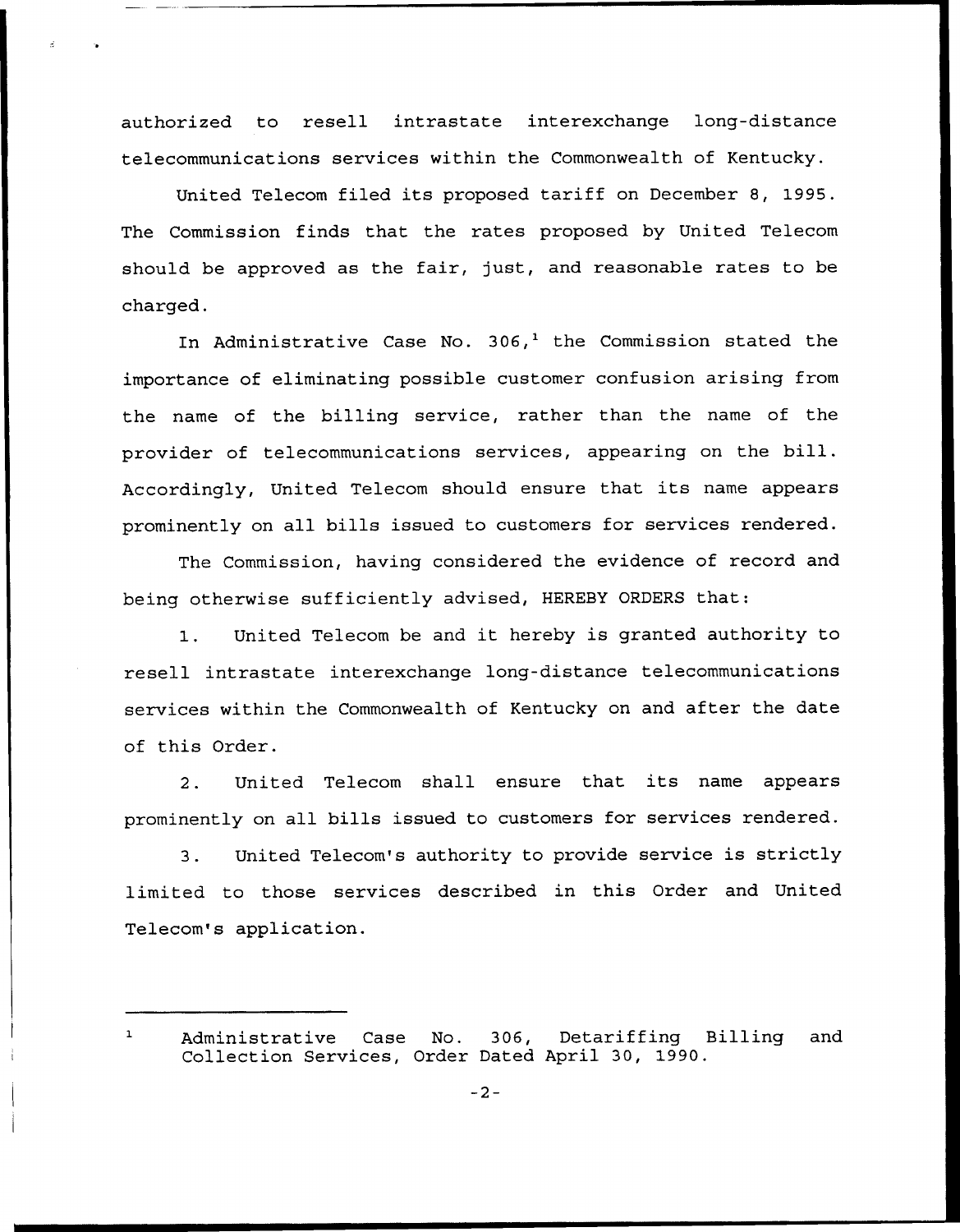authorized to resell intrastate interexchange long-distance telecommunications services within the Commonwealth of Kentucky.

United Telecom filed its proposed tariff on December 8, 1995. The Commission finds that the rates proposed by United Telecom should be approved as the fair, just, and reasonable rates to be charged.

In Administrative Case No. 306,[1] the Commission stated the importance of eliminating possible customer confusion arising from the name of the billing service, rather than the name of the provider of telecommunications services, appearing on the bill. Accordingly, United Telecom should ensure that its name appears prominently on all bills issued to customers for services rendered.

The Commission, having considered the evidence of record and being otherwise sufficiently advised, HEREBY ORDERS that:

1. United Telecom be and it hereby is granted authority to resell intrastate interexchange long-distance telecommunications services within the Commonwealth of Kentucky on and after the date of this Order.

2. United Telecom shall ensure that its name appears prominently on all bills issued to customers for services rendered.

3. United Telecom's authority to provide service is strictly limited to those services described in this Order and United Telecom's application.

---

[1] Administrative Case No. 306, Detariffing Billing and Collection Services, Order Dated April 30, 1990.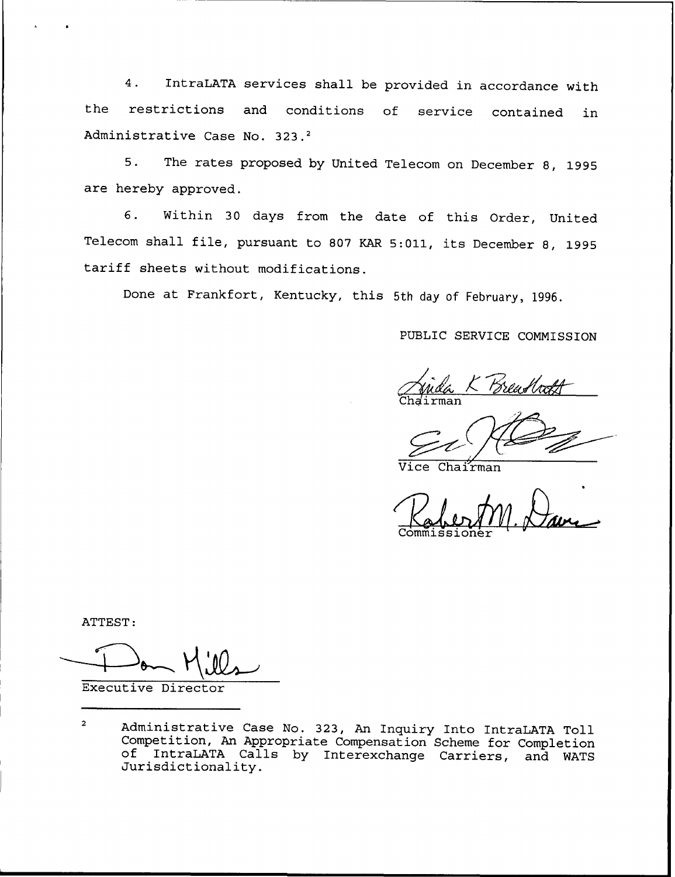4. IntraLATA services shall be provided in accordance with the restrictions and conditions of service contained in Administrative Case No. 323.[2]

5. The rates proposed by United Telecom on December 8, 1995 are hereby approved.

6. Within 30 days from the date of this Order, United Telecom shall file, pursuant to 807 KAR 5:011, its December 8, 1995 tariff sheets without modifications.

Done at Frankfort, Kentucky, this 5th day of February, 1996.

PUBLIC SERVICE COMMISSION

Chairman

Vice Chairman

Commissioner

ATTEST:

Executive Director

[2] Administrative Case No. 323, An Inquiry Into IntraLATA Toll Competition, An Appropriate Compensation Scheme for Completion of IntraLATA Calls by Interexchange Carriers, and WATS Jurisdictionality.